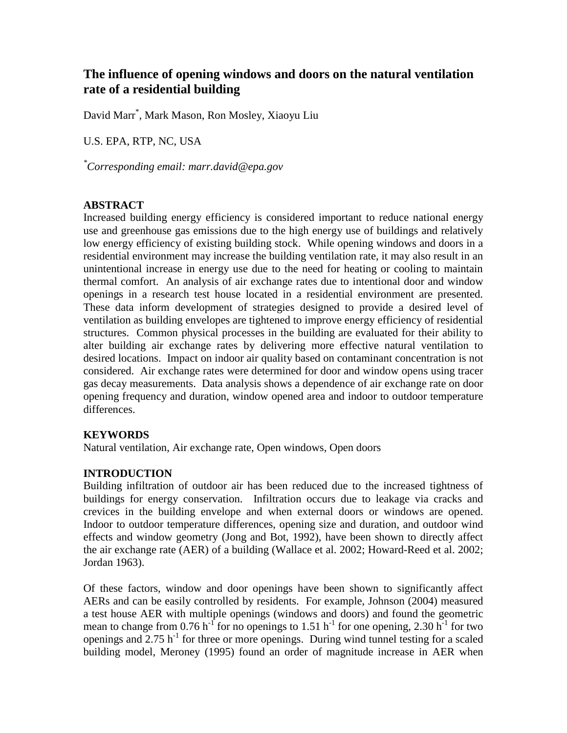# The influence of opening windows and doors on the natural ventilation rate of a residential building

David Marr*, Mark Mason, Ron Mosley, Xiaoyu Liu

U.S. EPA, RTP, NC, USA

*\*Corresponding email: marr.david@epa.gov*

## ABSTRACT

Increased building energy efficiency is considered important to reduce national energy use and greenhouse gas emissions due to the high energy use of buildings and relatively low energy efficiency of existing building stock. While opening windows and doors in a residential environment may increase the building ventilation rate, it may also result in an unintentional increase in energy use due to the need for heating or cooling to maintain thermal comfort. An analysis of air exchange rates due to intentional door and window openings in a research test house located in a residential environment are presented. These data inform development of strategies designed to provide a desired level of ventilation as building envelopes are tightened to improve energy efficiency of residential structures. Common physical processes in the building are evaluated for their ability to alter building air exchange rates by delivering more effective natural ventilation to desired locations. Impact on indoor air quality based on contaminant concentration is not considered. Air exchange rates were determined for door and window opens using tracer gas decay measurements. Data analysis shows a dependence of air exchange rate on door opening frequency and duration, window opened area and indoor to outdoor temperature differences.

## KEYWORDS

Natural ventilation, Air exchange rate, Open windows, Open doors

## INTRODUCTION

Building infiltration of outdoor air has been reduced due to the increased tightness of buildings for energy conservation. Infiltration occurs due to leakage via cracks and crevices in the building envelope and when external doors or windows are opened. Indoor to outdoor temperature differences, opening size and duration, and outdoor wind effects and window geometry (Jong and Bot, 1992), have been shown to directly affect the air exchange rate (AER) of a building (Wallace et al. 2002; Howard-Reed et al. 2002; Jordan 1963).

Of these factors, window and door openings have been shown to significantly affect AERs and can be easily controlled by residents. For example, Johnson (2004) measured a test house AER with multiple openings (windows and doors) and found the geometric mean to change from 0.76 $h^{-1}$ for no openings to 1.51 $h^{-1}$ for one opening, 2.30 $h^{-1}$ for two openings and 2.75 $h^{-1}$ for three or more openings. During wind tunnel testing for a scaled building model, Meroney (1995) found an order of magnitude increase in AER when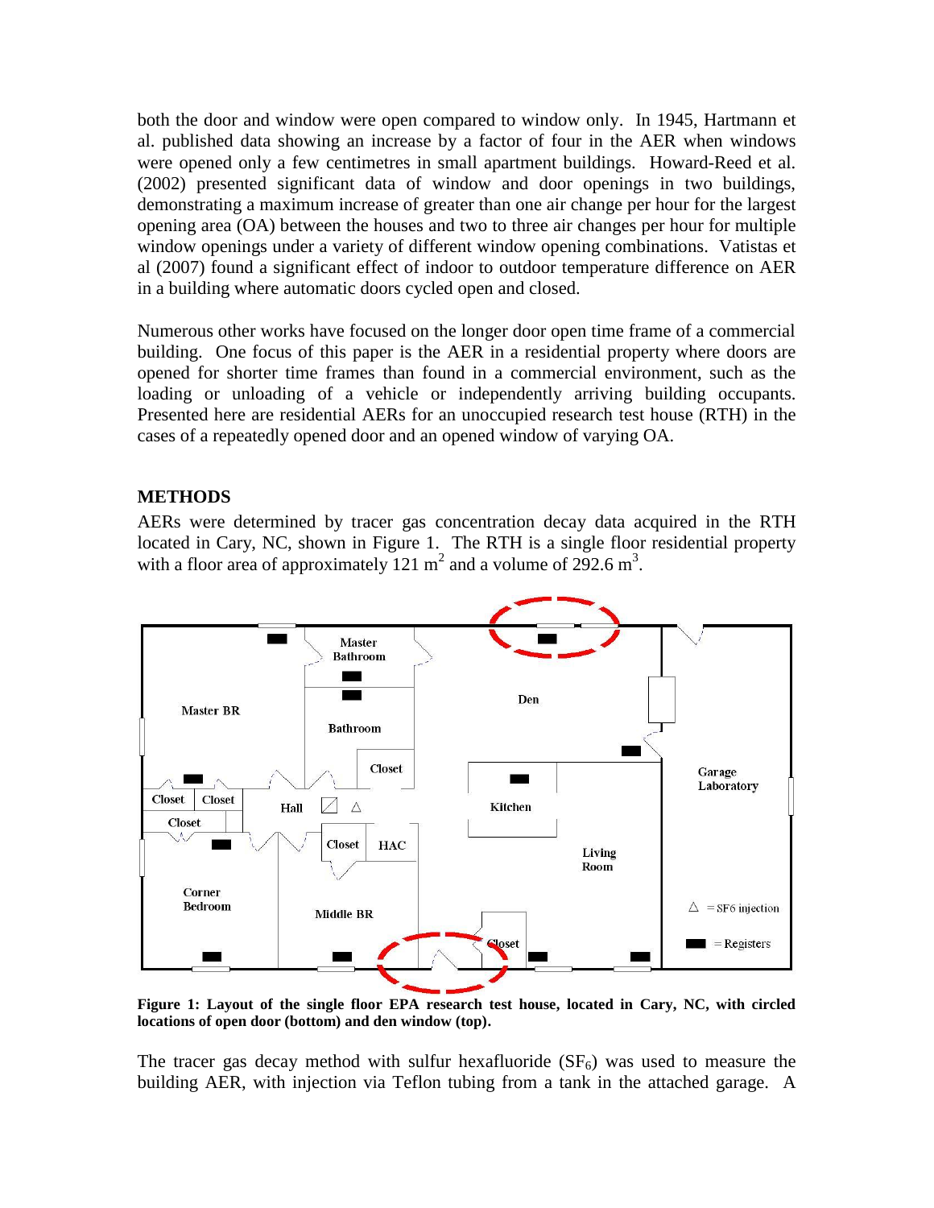both the door and window were open compared to window only. In 1945, Hartmann et al. published data showing an increase by a factor of four in the AER when windows were opened only a few centimetres in small apartment buildings. Howard-Reed et al. (2002) presented significant data of window and door openings in two buildings, demonstrating a maximum increase of greater than one air change per hour for the largest opening area (OA) between the houses and two to three air changes per hour for multiple window openings under a variety of different window opening combinations. Vatistas et al (2007) found a significant effect of indoor to outdoor temperature difference on AER in a building where automatic doors cycled open and closed.

Numerous other works have focused on the longer door open time frame of a commercial building. One focus of this paper is the AER in a residential property where doors are opened for shorter time frames than found in a commercial environment, such as the loading or unloading of a vehicle or independently arriving building occupants. Presented here are residential AERs for an unoccupied research test house (RTH) in the cases of a repeatedly opened door and an opened window of varying OA.

## METHODS

AERs were determined by tracer gas concentration decay data acquired in the RTH located in Cary, NC, shown in Figure 1. The RTH is a single floor residential property with a floor area of approximately 121 $m^2$ and a volume of 292.6 $m^3$.

**Figure 1: Layout of the single floor EPA research test house, located in Cary, NC, with circled locations of open door (bottom) and den window (top).**

The tracer gas decay method with sulfur hexafluoride ($SF_6$) was used to measure the building AER, with injection via Teflon tubing from a tank in the attached garage. A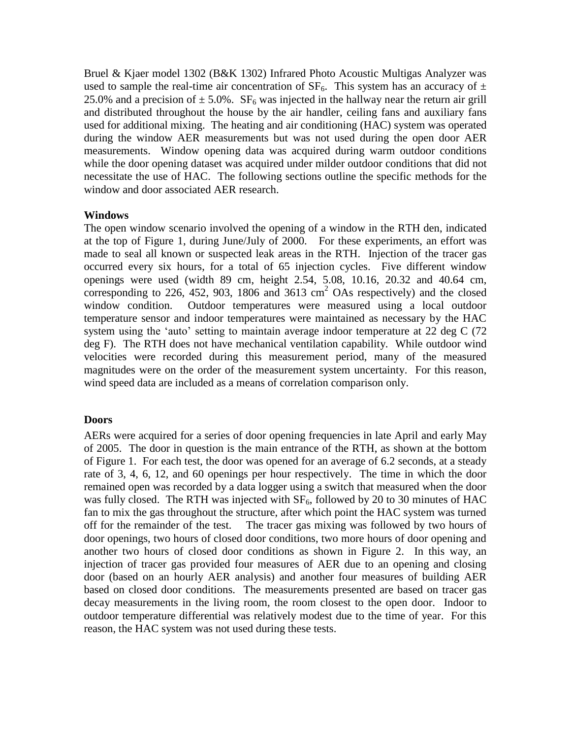Bruel & Kjaer model 1302 (B&K 1302) Infrared Photo Acoustic Multigas Analyzer was used to sample the real-time air concentration of $SF_6$. This system has an accuracy of ± 25.0% and a precision of ± 5.0%. $SF_6$ was injected in the hallway near the return air grill and distributed throughout the house by the air handler, ceiling fans and auxiliary fans used for additional mixing. The heating and air conditioning (HAC) system was operated during the window AER measurements but was not used during the open door AER measurements. Window opening data was acquired during warm outdoor conditions while the door opening dataset was acquired under milder outdoor conditions that did not necessitate the use of HAC. The following sections outline the specific methods for the window and door associated AER research.

### Windows

The open window scenario involved the opening of a window in the RTH den, indicated at the top of Figure 1, during June/July of 2000. For these experiments, an effort was made to seal all known or suspected leak areas in the RTH. Injection of the tracer gas occurred every six hours, for a total of 65 injection cycles. Five different window openings were used (width 89 cm, height 2.54, 5.08, 10.16, 20.32 and 40.64 cm, corresponding to 226, 452, 903, 1806 and 3613 $cm^2$ OAs respectively) and the closed window condition. Outdoor temperatures were measured using a local outdoor temperature sensor and indoor temperatures were maintained as necessary by the HAC system using the 'auto' setting to maintain average indoor temperature at 22 deg C (72 deg F). The RTH does not have mechanical ventilation capability. While outdoor wind velocities were recorded during this measurement period, many of the measured magnitudes were on the order of the measurement system uncertainty. For this reason, wind speed data are included as a means of correlation comparison only.

### Doors

AERs were acquired for a series of door opening frequencies in late April and early May of 2005. The door in question is the main entrance of the RTH, as shown at the bottom of Figure 1. For each test, the door was opened for an average of 6.2 seconds, at a steady rate of 3, 4, 6, 12, and 60 openings per hour respectively. The time in which the door remained open was recorded by a data logger using a switch that measured when the door was fully closed. The RTH was injected with $SF_6$, followed by 20 to 30 minutes of HAC fan to mix the gas throughout the structure, after which point the HAC system was turned off for the remainder of the test. The tracer gas mixing was followed by two hours of door openings, two hours of closed door conditions, two more hours of door opening and another two hours of closed door conditions as shown in Figure 2. In this way, an injection of tracer gas provided four measures of AER due to an opening and closing door (based on an hourly AER analysis) and another four measures of building AER based on closed door conditions. The measurements presented are based on tracer gas decay measurements in the living room, the room closest to the open door. Indoor to outdoor temperature differential was relatively modest due to the time of year. For this reason, the HAC system was not used during these tests.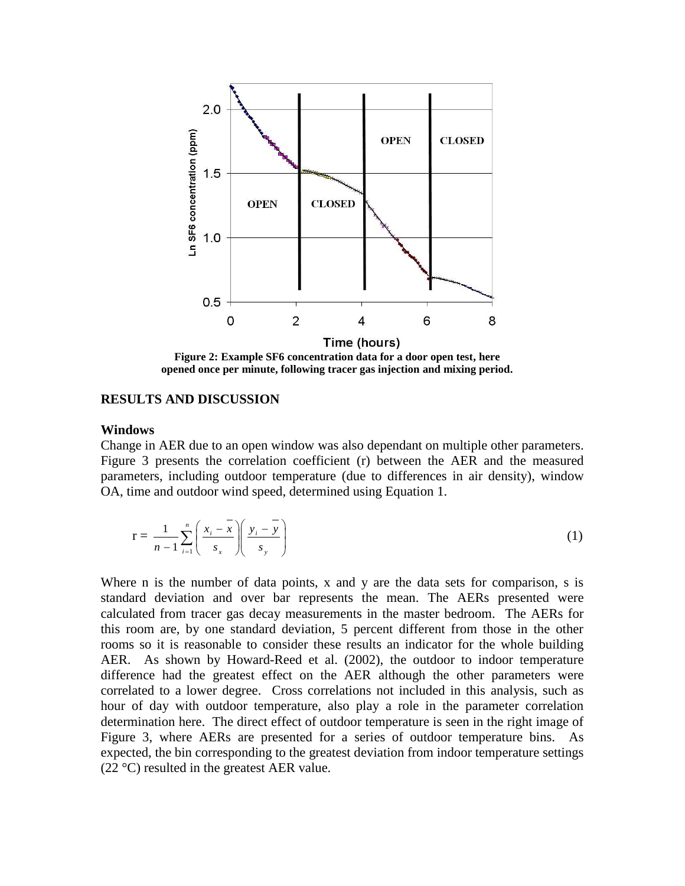Figure 2: Example SF6 concentration data for a door open test, here opened once per minute, following tracer gas injection and mixing period.

## RESULTS AND DISCUSSION

### Windows

Change in AER due to an open window was also dependant on multiple other parameters. Figure 3 presents the correlation coefficient (r) between the AER and the measured parameters, including outdoor temperature (due to differences in air density), window OA, time and outdoor wind speed, determined using Equation 1.

$$r = \frac{1}{n-1}\sum_{i=1}^{n}\left(\frac{x_i - \overline{x}}{s_x}\right)\left(\frac{y_i - \overline{y}}{s_y}\right) \tag{1}$$

Where n is the number of data points, x and y are the data sets for comparison, s is standard deviation and over bar represents the mean. The AERs presented were calculated from tracer gas decay measurements in the master bedroom. The AERs for this room are, by one standard deviation, 5 percent different from those in the other rooms so it is reasonable to consider these results an indicator for the whole building AER. As shown by Howard-Reed et al. (2002), the outdoor to indoor temperature difference had the greatest effect on the AER although the other parameters were correlated to a lower degree. Cross correlations not included in this analysis, such as hour of day with outdoor temperature, also play a role in the parameter correlation determination here. The direct effect of outdoor temperature is seen in the right image of Figure 3, where AERs are presented for a series of outdoor temperature bins. As expected, the bin corresponding to the greatest deviation from indoor temperature settings (22 °C) resulted in the greatest AER value.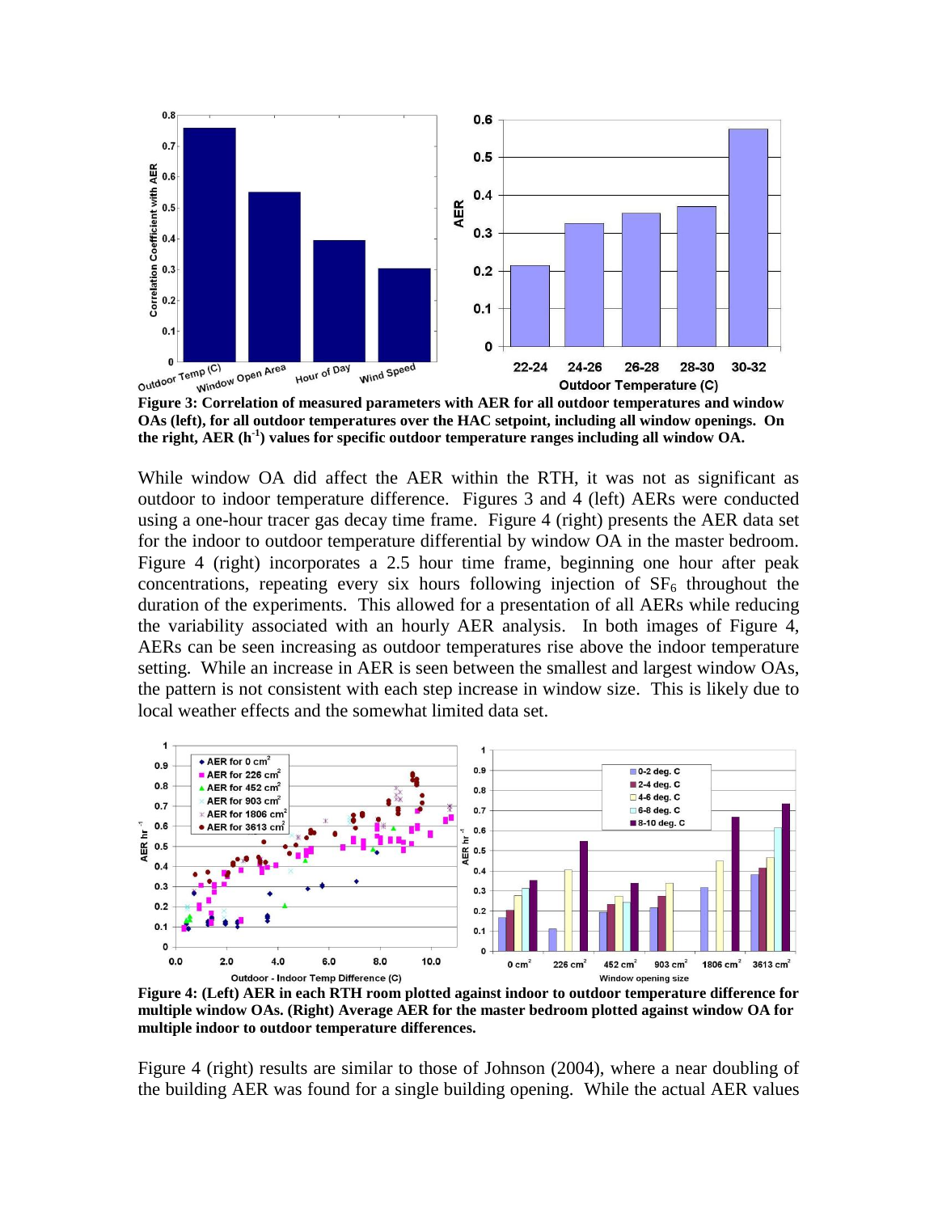**Figure 3: Correlation of measured parameters with AER for all outdoor temperatures and window OAs (left), for all outdoor temperatures over the HAC setpoint, including all window openings. On the right, AER ($h^{-1}$) values for specific outdoor temperature ranges including all window OA.**

While window OA did affect the AER within the RTH, it was not as significant as outdoor to indoor temperature difference. Figures 3 and 4 (left) AERs were conducted using a one-hour tracer gas decay time frame. Figure 4 (right) presents the AER data set for the indoor to outdoor temperature differential by window OA in the master bedroom. Figure 4 (right) incorporates a 2.5 hour time frame, beginning one hour after peak concentrations, repeating every six hours following injection of $SF_6$ throughout the duration of the experiments. This allowed for a presentation of all AERs while reducing the variability associated with an hourly AER analysis. In both images of Figure 4, AERs can be seen increasing as outdoor temperatures rise above the indoor temperature setting. While an increase in AER is seen between the smallest and largest window OAs, the pattern is not consistent with each step increase in window size. This is likely due to local weather effects and the somewhat limited data set.

**Figure 4: (Left) AER in each RTH room plotted against indoor to outdoor temperature difference for multiple window OAs. (Right) Average AER for the master bedroom plotted against window OA for multiple indoor to outdoor temperature differences.**

Figure 4 (right) results are similar to those of Johnson (2004), where a near doubling of the building AER was found for a single building opening. While the actual AER values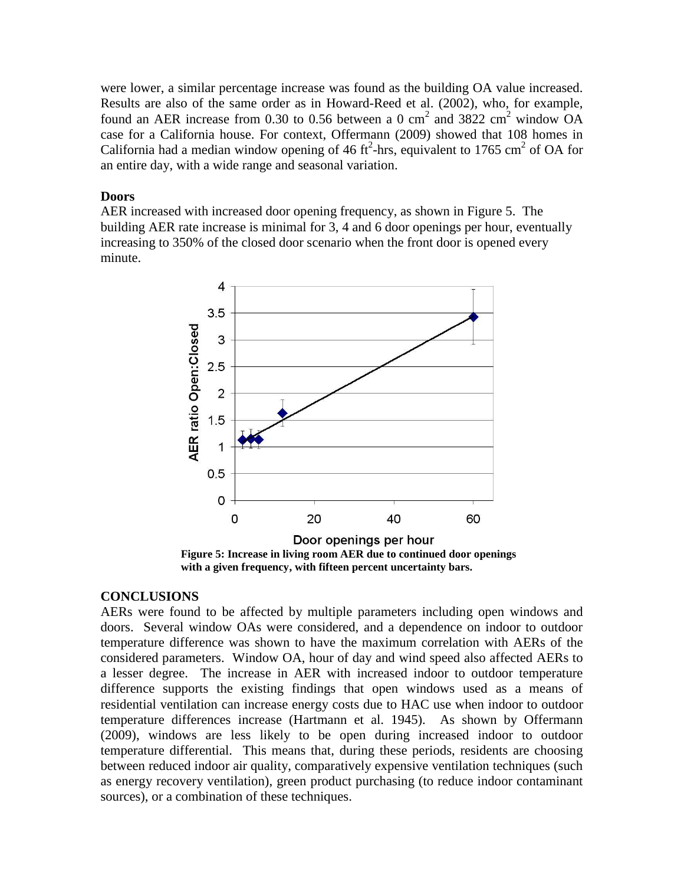were lower, a similar percentage increase was found as the building OA value increased. Results are also of the same order as in Howard-Reed et al. (2002), who, for example, found an AER increase from 0.30 to 0.56 between a 0 $cm^2$ and 3822 $cm^2$ window OA case for a California house. For context, Offermann (2009) showed that 108 homes in California had a median window opening of 46 $ft^2$-hrs, equivalent to 1765 $cm^2$ of OA for an entire day, with a wide range and seasonal variation.

### Doors

AER increased with increased door opening frequency, as shown in Figure 5. The building AER rate increase is minimal for 3, 4 and 6 door openings per hour, eventually increasing to 350% of the closed door scenario when the front door is opened every minute.

**Figure 5: Increase in living room AER due to continued door openings with a given frequency, with fifteen percent uncertainty bars.**

## CONCLUSIONS

AERs were found to be affected by multiple parameters including open windows and doors. Several window OAs were considered, and a dependence on indoor to outdoor temperature difference was shown to have the maximum correlation with AERs of the considered parameters. Window OA, hour of day and wind speed also affected AERs to a lesser degree. The increase in AER with increased indoor to outdoor temperature difference supports the existing findings that open windows used as a means of residential ventilation can increase energy costs due to HAC use when indoor to outdoor temperature differences increase (Hartmann et al. 1945). As shown by Offermann (2009), windows are less likely to be open during increased indoor to outdoor temperature differential. This means that, during these periods, residents are choosing between reduced indoor air quality, comparatively expensive ventilation techniques (such as energy recovery ventilation), green product purchasing (to reduce indoor contaminant sources), or a combination of these techniques.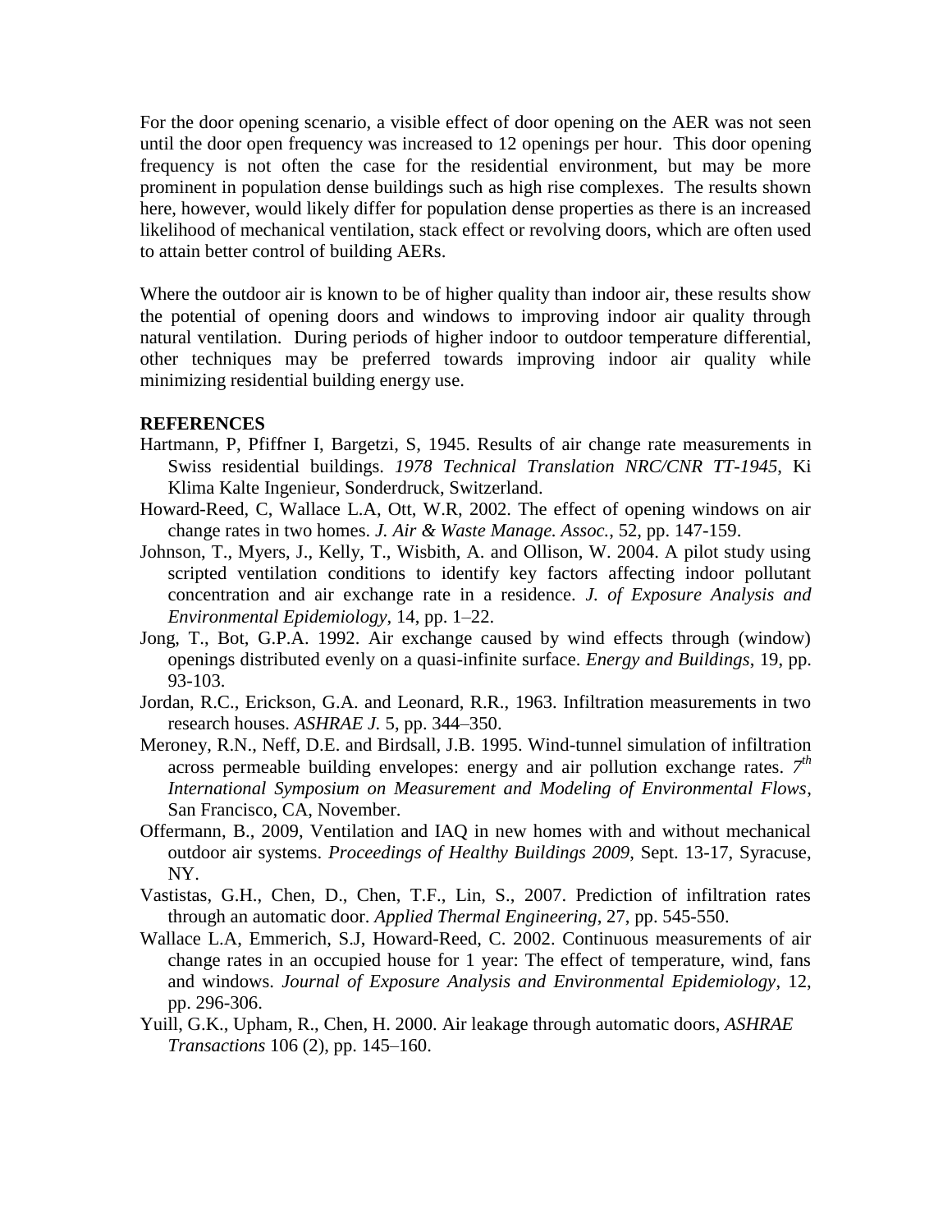For the door opening scenario, a visible effect of door opening on the AER was not seen until the door open frequency was increased to 12 openings per hour. This door opening frequency is not often the case for the residential environment, but may be more prominent in population dense buildings such as high rise complexes. The results shown here, however, would likely differ for population dense properties as there is an increased likelihood of mechanical ventilation, stack effect or revolving doors, which are often used to attain better control of building AERs.

Where the outdoor air is known to be of higher quality than indoor air, these results show the potential of opening doors and windows to improving indoor air quality through natural ventilation. During periods of higher indoor to outdoor temperature differential, other techniques may be preferred towards improving indoor air quality while minimizing residential building energy use.

## REFERENCES

Hartmann, P, Pfiffner I, Bargetzi, S, 1945. Results of air change rate measurements in Swiss residential buildings. *1978 Technical Translation NRC/CNR TT-1945*, Ki Klima Kalte Ingenieur, Sonderdruck, Switzerland.

Howard-Reed, C, Wallace L.A, Ott, W.R, 2002. The effect of opening windows on air change rates in two homes. *J. Air & Waste Manage. Assoc.*, 52, pp. 147-159.

Johnson, T., Myers, J., Kelly, T., Wisbith, A. and Ollison, W. 2004. A pilot study using scripted ventilation conditions to identify key factors affecting indoor pollutant concentration and air exchange rate in a residence. *J. of Exposure Analysis and Environmental Epidemiology*, 14, pp. 1–22.

Jong, T., Bot, G.P.A. 1992. Air exchange caused by wind effects through (window) openings distributed evenly on a quasi-infinite surface. *Energy and Buildings*, 19, pp. 93-103.

Jordan, R.C., Erickson, G.A. and Leonard, R.R., 1963. Infiltration measurements in two research houses. *ASHRAE J.* 5, pp. 344–350.

Meroney, R.N., Neff, D.E. and Birdsall, J.B. 1995. Wind-tunnel simulation of infiltration across permeable building envelopes: energy and air pollution exchange rates. *7th International Symposium on Measurement and Modeling of Environmental Flows*, San Francisco, CA, November.

Offermann, B., 2009, Ventilation and IAQ in new homes with and without mechanical outdoor air systems. *Proceedings of Healthy Buildings 2009*, Sept. 13-17, Syracuse, NY.

Vastistas, G.H., Chen, D., Chen, T.F., Lin, S., 2007. Prediction of infiltration rates through an automatic door. *Applied Thermal Engineering*, 27, pp. 545-550.

Wallace L.A, Emmerich, S.J, Howard-Reed, C. 2002. Continuous measurements of air change rates in an occupied house for 1 year: The effect of temperature, wind, fans and windows. *Journal of Exposure Analysis and Environmental Epidemiology*, 12, pp. 296-306.

Yuill, G.K., Upham, R., Chen, H. 2000. Air leakage through automatic doors, *ASHRAE Transactions* 106 (2), pp. 145–160.